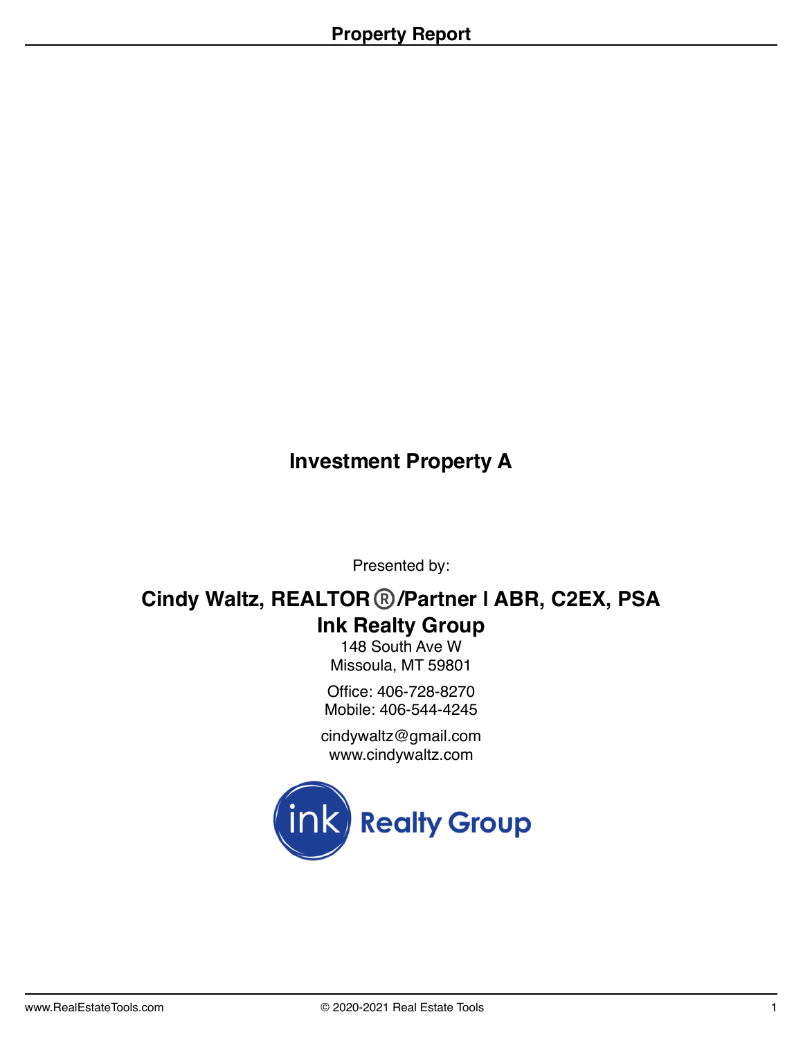# Investment Property A

Presented by:

## Cindy Waltz, REALTOR®/Partner | ABR, C2EX, PSA
## Ink Realty Group

148 South Ave W
Missoula, MT 59801

Office: 406-728-8270
Mobile: 406-544-4245

cindywaltz@gmail.com
www.cindywaltz.com

ink Realty Group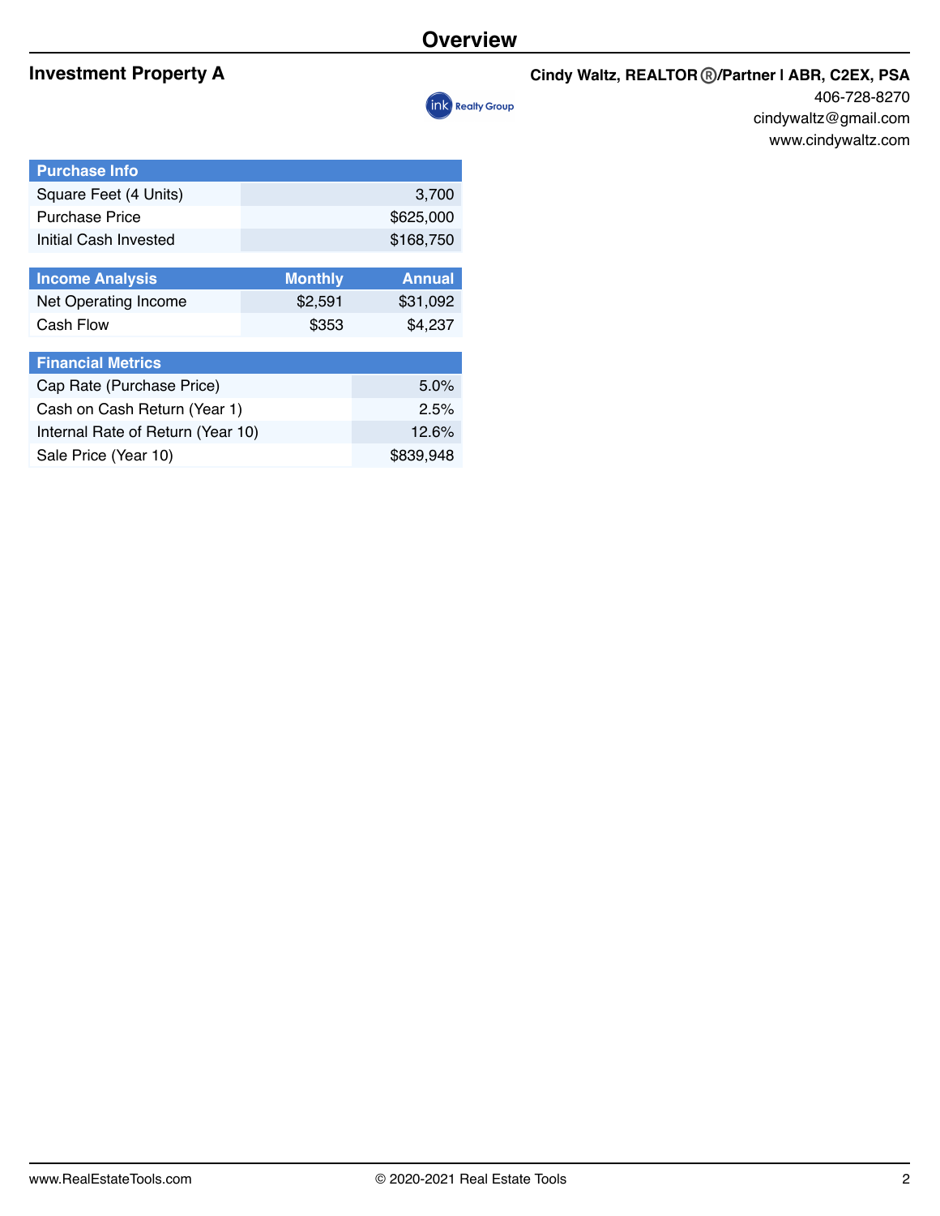# Overview

## Investment Property A

**Cindy Waltz, REALTOR®/Partner | ABR, C2EX, PSA**
406-728-8270
cindywaltz@gmail.com
www.cindywaltz.com

ink Realty Group

| Purchase Info | |
|---|---|
| Square Feet (4 Units) | 3,700 |
| Purchase Price | $625,000 |
| Initial Cash Invested | $168,750 |

| Income Analysis | Monthly | Annual |
|---|---|---|
| Net Operating Income | $2,591 | $31,092 |
| Cash Flow | $353 | $4,237 |

| Financial Metrics | |
|---|---|
| Cap Rate (Purchase Price) | 5.0% |
| Cash on Cash Return (Year 1) | 2.5% |
| Internal Rate of Return (Year 10) | 12.6% |
| Sale Price (Year 10) | $839,948 |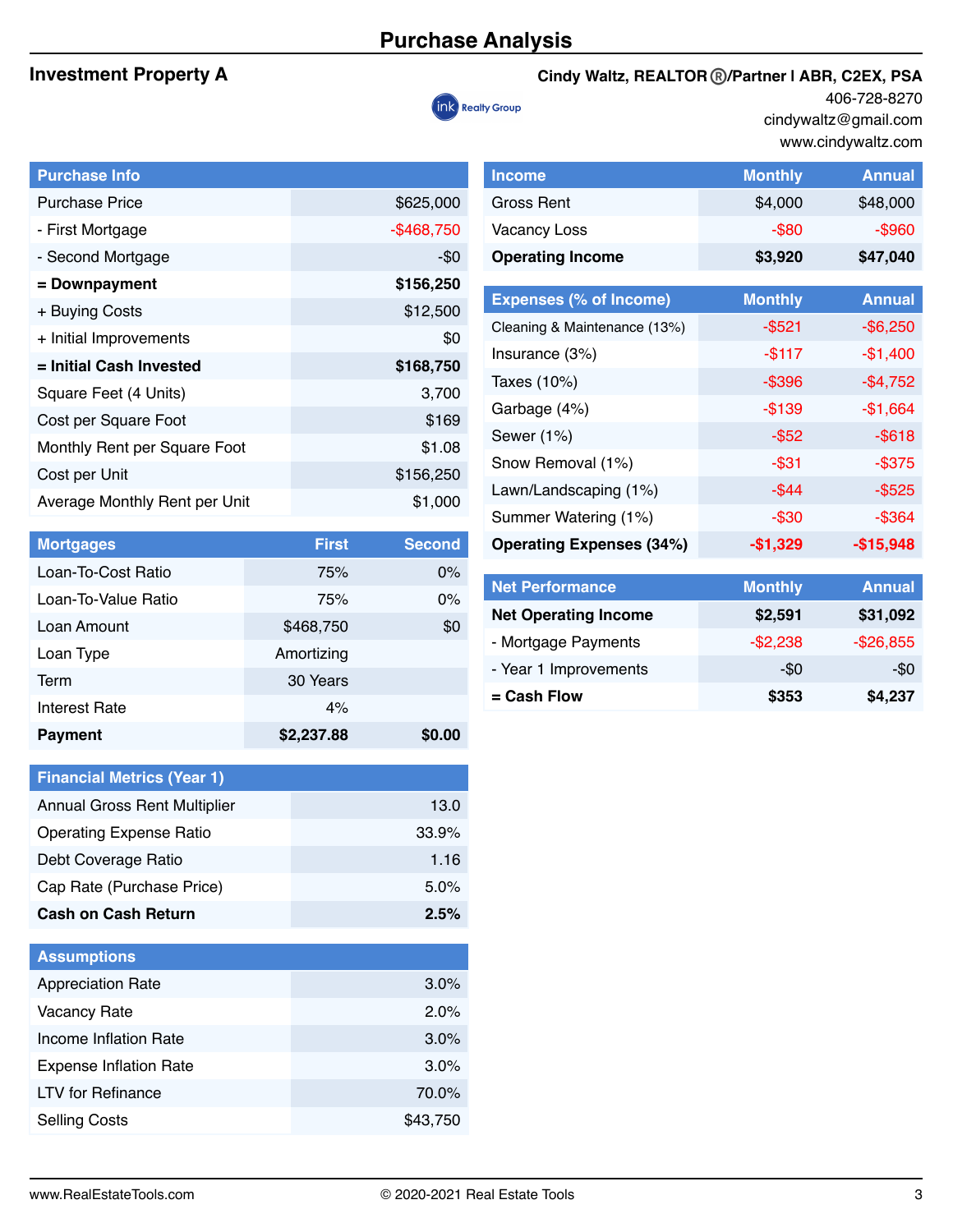# Purchase Analysis

## Investment Property A

**Cindy Waltz, REALTOR®/Partner | ABR, C2EX, PSA**
406-728-8270
cindywaltz@gmail.com
www.cindywaltz.com

| Purchase Info | |
|---|---|
| Purchase Price | $625,000 |
| - First Mortgage | -$468,750 |
| - Second Mortgage | -$0 |
| **= Downpayment** | **$156,250** |
| + Buying Costs | $12,500 |
| + Initial Improvements | $0 |
| **= Initial Cash Invested** | **$168,750** |
| Square Feet (4 Units) | 3,700 |
| Cost per Square Foot | $169 |
| Monthly Rent per Square Foot | $1.08 |
| Cost per Unit | $156,250 |
| Average Monthly Rent per Unit | $1,000 |

| Mortgages | First | Second |
|---|---|---|
| Loan-To-Cost Ratio | 75% | 0% |
| Loan-To-Value Ratio | 75% | 0% |
| Loan Amount | $468,750 | $0 |
| Loan Type | Amortizing | |
| Term | 30 Years | |
| Interest Rate | 4% | |
| **Payment** | **$2,237.88** | **$0.00** |

| Financial Metrics (Year 1) | |
|---|---|
| Annual Gross Rent Multiplier | 13.0 |
| Operating Expense Ratio | 33.9% |
| Debt Coverage Ratio | 1.16 |
| Cap Rate (Purchase Price) | 5.0% |
| **Cash on Cash Return** | **2.5%** |

| Assumptions | |
|---|---|
| Appreciation Rate | 3.0% |
| Vacancy Rate | 2.0% |
| Income Inflation Rate | 3.0% |
| Expense Inflation Rate | 3.0% |
| LTV for Refinance | 70.0% |
| Selling Costs | $43,750 |

| Income | Monthly | Annual |
|---|---|---|
| Gross Rent | $4,000 | $48,000 |
| Vacancy Loss | -$80 | -$960 |
| **Operating Income** | **$3,920** | **$47,040** |

| Expenses (% of Income) | Monthly | Annual |
|---|---|---|
| Cleaning & Maintenance (13%) | -$521 | -$6,250 |
| Insurance (3%) | -$117 | -$1,400 |
| Taxes (10%) | -$396 | -$4,752 |
| Garbage (4%) | -$139 | -$1,664 |
| Sewer (1%) | -$52 | -$618 |
| Snow Removal (1%) | -$31 | -$375 |
| Lawn/Landscaping (1%) | -$44 | -$525 |
| Summer Watering (1%) | -$30 | -$364 |
| **Operating Expenses (34%)** | **-$1,329** | **-$15,948** |

| Net Performance | Monthly | Annual |
|---|---|---|
| **Net Operating Income** | **$2,591** | **$31,092** |
| - Mortgage Payments | -$2,238 | -$26,855 |
| - Year 1 Improvements | -$0 | -$0 |
| **= Cash Flow** | **$353** | **$4,237** |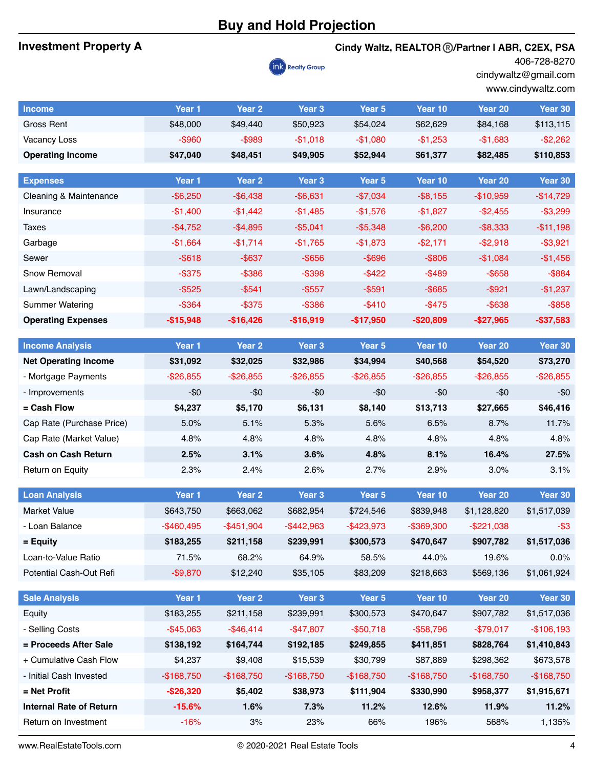# Buy and Hold Projection

## Investment Property A

**Cindy Waltz, REALTOR®/Partner | ABR, C2EX, PSA**
406-728-8270
cindywaltz@gmail.com
www.cindywaltz.com

ink Realty Group

| Income | Year 1 | Year 2 | Year 3 | Year 5 | Year 10 | Year 20 | Year 30 |
|---|---|---|---|---|---|---|---|
| Gross Rent | $48,000 | $49,440 | $50,923 | $54,024 | $62,629 | $84,168 | $113,115 |
| Vacancy Loss | -$960 | -$989 | -$1,018 | -$1,080 | -$1,253 | -$1,683 | -$2,262 |
| **Operating Income** | **$47,040** | **$48,451** | **$49,905** | **$52,944** | **$61,377** | **$82,485** | **$110,853** |

| Expenses | Year 1 | Year 2 | Year 3 | Year 5 | Year 10 | Year 20 | Year 30 |
|---|---|---|---|---|---|---|---|
| Cleaning & Maintenance | -$6,250 | -$6,438 | -$6,631 | -$7,034 | -$8,155 | -$10,959 | -$14,729 |
| Insurance | -$1,400 | -$1,442 | -$1,485 | -$1,576 | -$1,827 | -$2,455 | -$3,299 |
| Taxes | -$4,752 | -$4,895 | -$5,041 | -$5,348 | -$6,200 | -$8,333 | -$11,198 |
| Garbage | -$1,664 | -$1,714 | -$1,765 | -$1,873 | -$2,171 | -$2,918 | -$3,921 |
| Sewer | -$618 | -$637 | -$656 | -$696 | -$806 | -$1,084 | -$1,456 |
| Snow Removal | -$375 | -$386 | -$398 | -$422 | -$489 | -$658 | -$884 |
| Lawn/Landscaping | -$525 | -$541 | -$557 | -$591 | -$685 | -$921 | -$1,237 |
| Summer Watering | -$364 | -$375 | -$386 | -$410 | -$475 | -$638 | -$858 |
| **Operating Expenses** | **-$15,948** | **-$16,426** | **-$16,919** | **-$17,950** | **-$20,809** | **-$27,965** | **-$37,583** |

| Income Analysis | Year 1 | Year 2 | Year 3 | Year 5 | Year 10 | Year 20 | Year 30 |
|---|---|---|---|---|---|---|---|
| **Net Operating Income** | **$31,092** | **$32,025** | **$32,986** | **$34,994** | **$40,568** | **$54,520** | **$73,270** |
| - Mortgage Payments | -$26,855 | -$26,855 | -$26,855 | -$26,855 | -$26,855 | -$26,855 | -$26,855 |
| - Improvements | -$0 | -$0 | -$0 | -$0 | -$0 | -$0 | -$0 |
| **= Cash Flow** | **$4,237** | **$5,170** | **$6,131** | **$8,140** | **$13,713** | **$27,665** | **$46,416** |
| Cap Rate (Purchase Price) | 5.0% | 5.1% | 5.3% | 5.6% | 6.5% | 8.7% | 11.7% |
| Cap Rate (Market Value) | 4.8% | 4.8% | 4.8% | 4.8% | 4.8% | 4.8% | 4.8% |
| **Cash on Cash Return** | **2.5%** | **3.1%** | **3.6%** | **4.8%** | **8.1%** | **16.4%** | **27.5%** |
| Return on Equity | 2.3% | 2.4% | 2.6% | 2.7% | 2.9% | 3.0% | 3.1% |

| Loan Analysis | Year 1 | Year 2 | Year 3 | Year 5 | Year 10 | Year 20 | Year 30 |
|---|---|---|---|---|---|---|---|
| Market Value | $643,750 | $663,062 | $682,954 | $724,546 | $839,948 | $1,128,820 | $1,517,039 |
| - Loan Balance | -$460,495 | -$451,904 | -$442,963 | -$423,973 | -$369,300 | -$221,038 | -$3 |
| **= Equity** | **$183,255** | **$211,158** | **$239,991** | **$300,573** | **$470,647** | **$907,782** | **$1,517,036** |
| Loan-to-Value Ratio | 71.5% | 68.2% | 64.9% | 58.5% | 44.0% | 19.6% | 0.0% |
| Potential Cash-Out Refi | -$9,870 | $12,240 | $35,105 | $83,209 | $218,663 | $569,136 | $1,061,924 |

| Sale Analysis | Year 1 | Year 2 | Year 3 | Year 5 | Year 10 | Year 20 | Year 30 |
|---|---|---|---|---|---|---|---|
| Equity | $183,255 | $211,158 | $239,991 | $300,573 | $470,647 | $907,782 | $1,517,036 |
| - Selling Costs | -$45,063 | -$46,414 | -$47,807 | -$50,718 | -$58,796 | -$79,017 | -$106,193 |
| **= Proceeds After Sale** | **$138,192** | **$164,744** | **$192,185** | **$249,855** | **$411,851** | **$828,764** | **$1,410,843** |
| + Cumulative Cash Flow | $4,237 | $9,408 | $15,539 | $30,799 | $87,889 | $298,362 | $673,578 |
| - Initial Cash Invested | -$168,750 | -$168,750 | -$168,750 | -$168,750 | -$168,750 | -$168,750 | -$168,750 |
| **= Net Profit** | **-$26,320** | **$5,402** | **$38,973** | **$111,904** | **$330,990** | **$958,377** | **$1,915,671** |
| **Internal Rate of Return** | **-15.6%** | **1.6%** | **7.3%** | **11.2%** | **12.6%** | **11.9%** | **11.2%** |
| Return on Investment | -16% | 3% | 23% | 66% | 196% | 568% | 1,135% |

www.RealEstateTools.com © 2020-2021 Real Estate Tools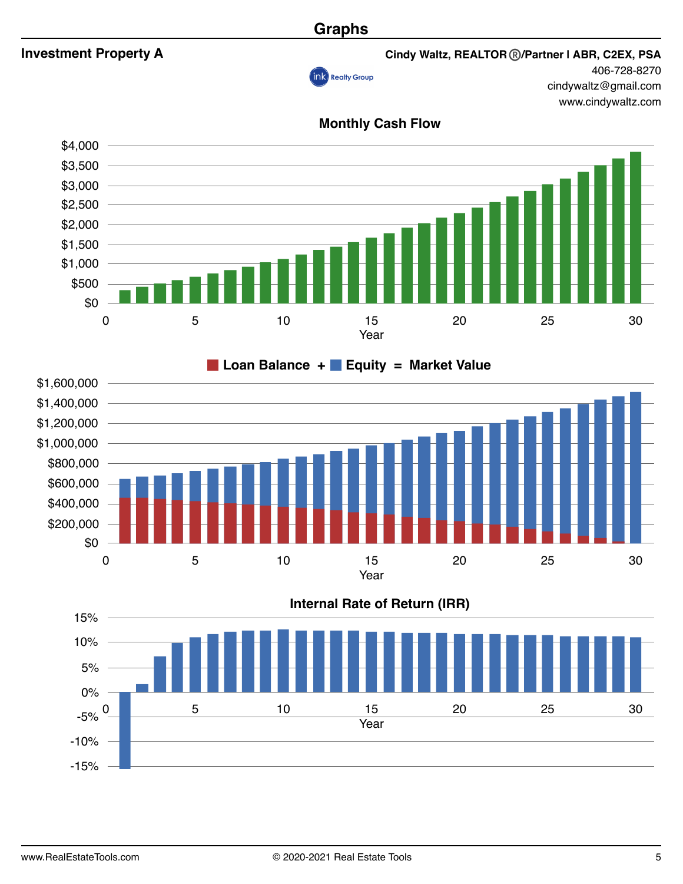# Graphs

**Investment Property A**

**Cindy Waltz, REALTOR®/Partner | ABR, C2EX, PSA**
406-728-8270
cindywaltz@gmail.com
www.cindywaltz.com

ink Realty Group

### Monthly Cash Flow

$4,000
$3,500
$3,000
$2,500
$2,000
$1,500
$1,000
$500
$0

0 5 10 15 20 25 30
Year

### Loan Balance + Equity = Market Value

$1,600,000
$1,400,000
$1,200,000
$1,000,000
$800,000
$600,000
$400,000
$200,000
$0

0 5 10 15 20 25 30
Year

### Internal Rate of Return (IRR)

15%
10%
5%
0%
-5%
-10%
-15%

0 5 10 15 20 25 30
Year

www.RealEstateTools.com © 2020-2021 Real Estate Tools